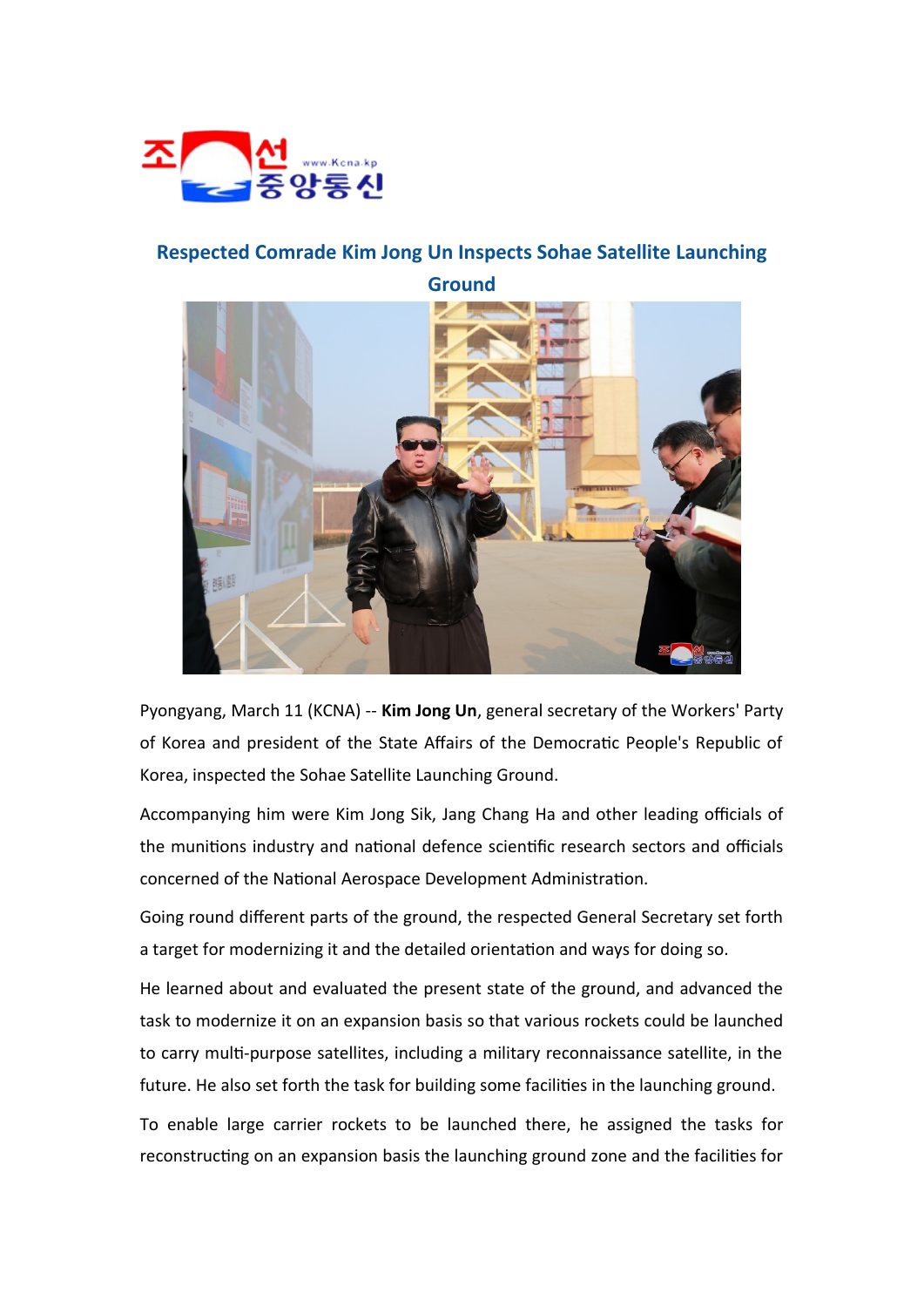# Respected Comrade Kim Jong Un Inspects Sohae Satellite Launching Ground

Pyongyang, March 11 (KCNA) -- **Kim Jong Un**, general secretary of the Workers' Party of Korea and president of the State Affairs of the Democratic People's Republic of Korea, inspected the Sohae Satellite Launching Ground.

Accompanying him were Kim Jong Sik, Jang Chang Ha and other leading officials of the munitions industry and national defence scientific research sectors and officials concerned of the National Aerospace Development Administration.

Going round different parts of the ground, the respected General Secretary set forth a target for modernizing it and the detailed orientation and ways for doing so.

He learned about and evaluated the present state of the ground, and advanced the task to modernize it on an expansion basis so that various rockets could be launched to carry multi-purpose satellites, including a military reconnaissance satellite, in the future. He also set forth the task for building some facilities in the launching ground.

To enable large carrier rockets to be launched there, he assigned the tasks for reconstructing on an expansion basis the launching ground zone and the facilities for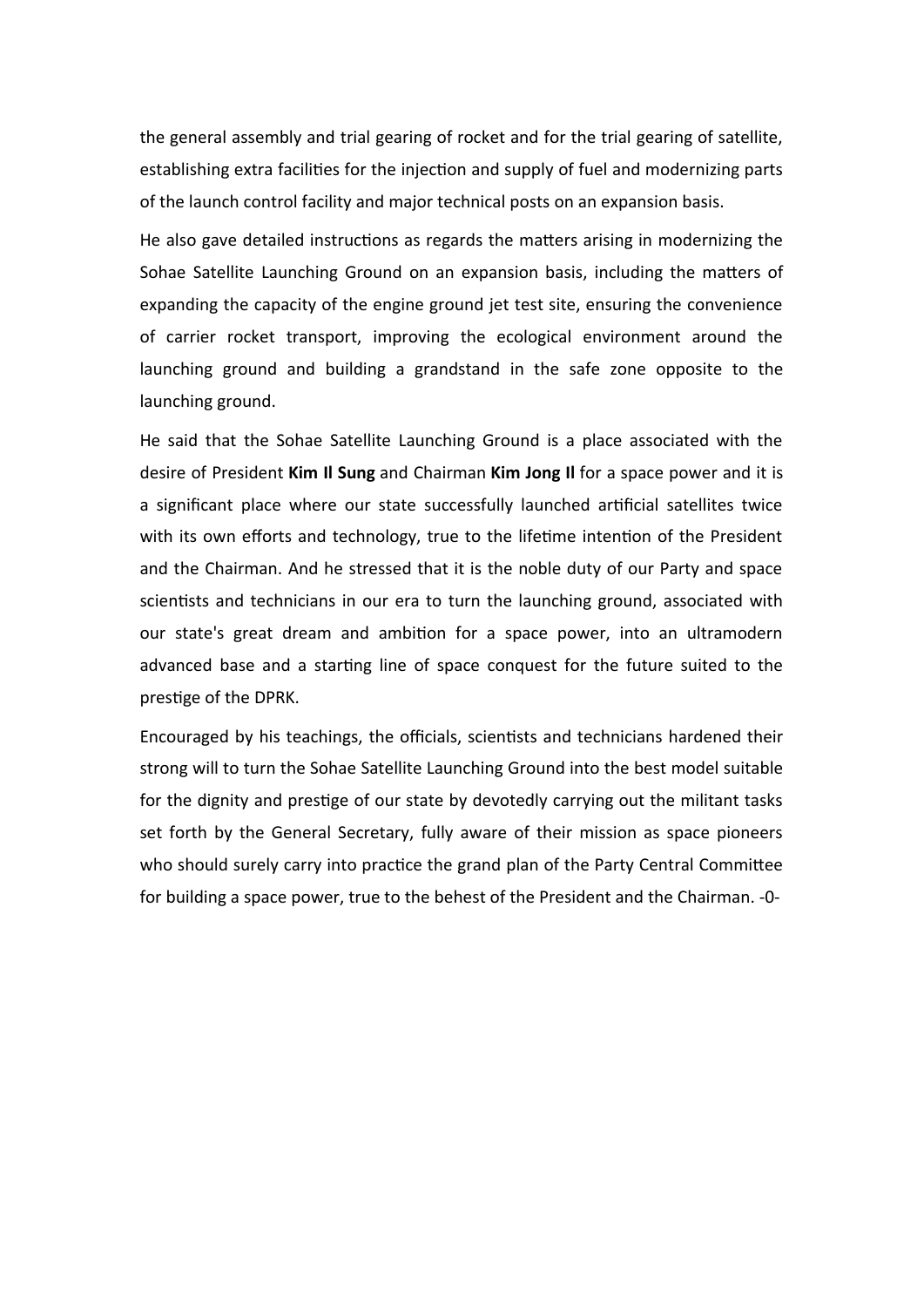the general assembly and trial gearing of rocket and for the trial gearing of satellite, establishing extra facilities for the injection and supply of fuel and modernizing parts of the launch control facility and major technical posts on an expansion basis.

He also gave detailed instructions as regards the matters arising in modernizing the Sohae Satellite Launching Ground on an expansion basis, including the matters of expanding the capacity of the engine ground jet test site, ensuring the convenience of carrier rocket transport, improving the ecological environment around the launching ground and building a grandstand in the safe zone opposite to the launching ground.

He said that the Sohae Satellite Launching Ground is a place associated with the desire of President **Kim Il Sung** and Chairman **Kim Jong Il** for a space power and it is a significant place where our state successfully launched artificial satellites twice with its own efforts and technology, true to the lifetime intention of the President and the Chairman. And he stressed that it is the noble duty of our Party and space scientists and technicians in our era to turn the launching ground, associated with our state's great dream and ambition for a space power, into an ultramodern advanced base and a starting line of space conquest for the future suited to the prestige of the DPRK.

Encouraged by his teachings, the officials, scientists and technicians hardened their strong will to turn the Sohae Satellite Launching Ground into the best model suitable for the dignity and prestige of our state by devotedly carrying out the militant tasks set forth by the General Secretary, fully aware of their mission as space pioneers who should surely carry into practice the grand plan of the Party Central Committee for building a space power, true to the behest of the President and the Chairman. -0-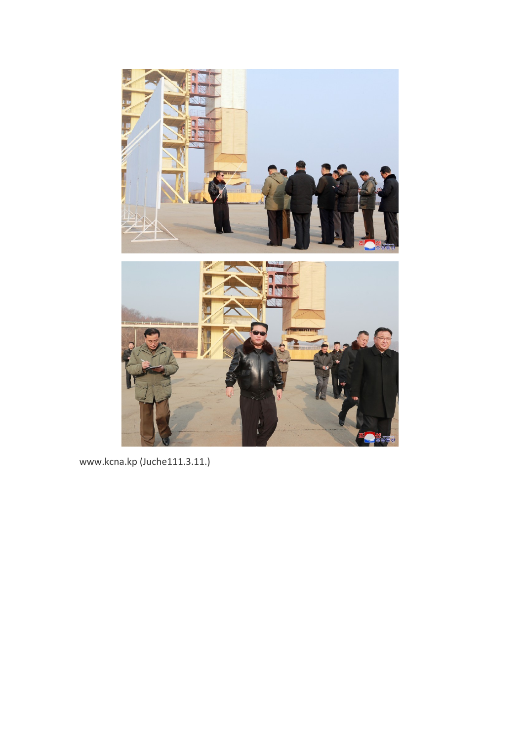www.kcna.kp (Juche111.3.11.)